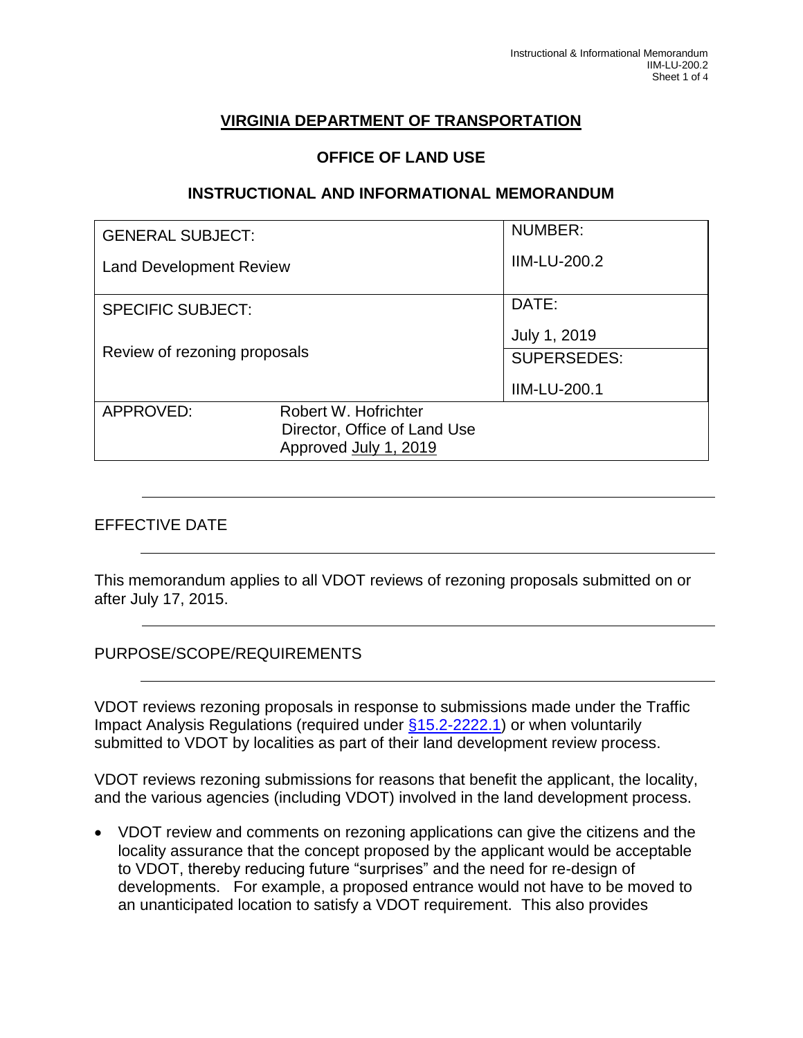# VIRGINIA DEPARTMENT OF TRANSPORTATION

## OFFICE OF LAND USE

## INSTRUCTIONAL AND INFORMATIONAL MEMORANDUM

| GENERAL SUBJECT: | | NUMBER: |
|---|---|---|
| Land Development Review | | IIM-LU-200.2 |
| SPECIFIC SUBJECT: | | DATE: |
| Review of rezoning proposals | | July 1, 2019 |
| | | SUPERSEDES: |
| | | IIM-LU-200.1 |
| APPROVED: | Robert W. Hofrichter<br>Director, Office of Land Use<br>Approved July 1, 2019 | |

## EFFECTIVE DATE

This memorandum applies to all VDOT reviews of rezoning proposals submitted on or after July 17, 2015.

## PURPOSE/SCOPE/REQUIREMENTS

VDOT reviews rezoning proposals in response to submissions made under the Traffic Impact Analysis Regulations (required under §15.2-2222.1) or when voluntarily submitted to VDOT by localities as part of their land development review process.

VDOT reviews rezoning submissions for reasons that benefit the applicant, the locality, and the various agencies (including VDOT) involved in the land development process.

- VDOT review and comments on rezoning applications can give the citizens and the locality assurance that the concept proposed by the applicant would be acceptable to VDOT, thereby reducing future "surprises" and the need for re-design of developments. For example, a proposed entrance would not have to be moved to an unanticipated location to satisfy a VDOT requirement. This also provides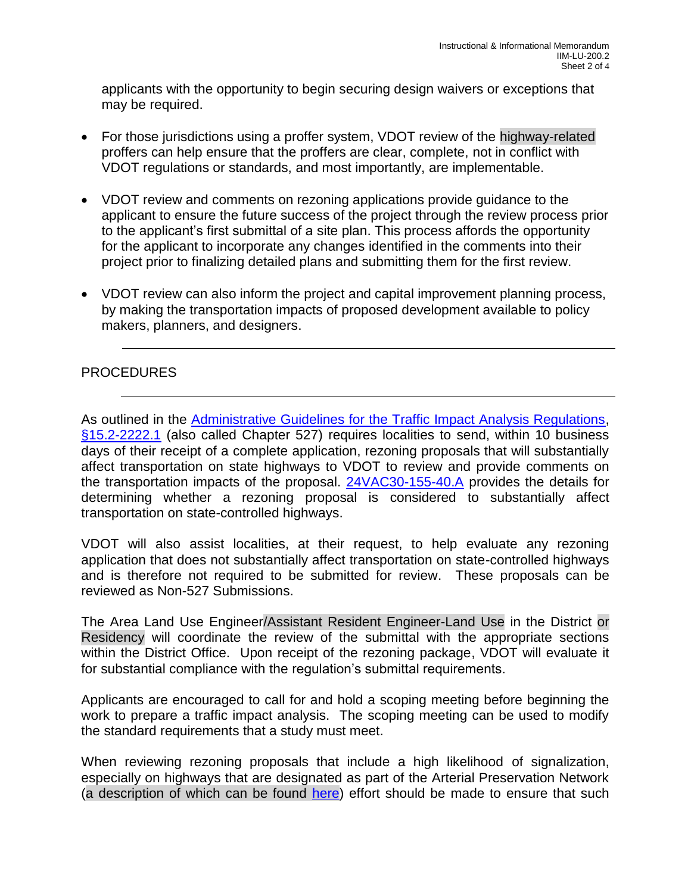applicants with the opportunity to begin securing design waivers or exceptions that may be required.

- For those jurisdictions using a proffer system, VDOT review of the highway-related proffers can help ensure that the proffers are clear, complete, not in conflict with VDOT regulations or standards, and most importantly, are implementable.

- VDOT review and comments on rezoning applications provide guidance to the applicant to ensure the future success of the project through the review process prior to the applicant's first submittal of a site plan. This process affords the opportunity for the applicant to incorporate any changes identified in the comments into their project prior to finalizing detailed plans and submitting them for the first review.

- VDOT review can also inform the project and capital improvement planning process, by making the transportation impacts of proposed development available to policy makers, planners, and designers.

---

## PROCEDURES

---

As outlined in the [Administrative Guidelines for the Traffic Impact Analysis Regulations](), [§15.2-2222.1]() (also called Chapter 527) requires localities to send, within 10 business days of their receipt of a complete application, rezoning proposals that will substantially affect transportation on state highways to VDOT to review and provide comments on the transportation impacts of the proposal. [24VAC30-155-40.A]() provides the details for determining whether a rezoning proposal is considered to substantially affect transportation on state-controlled highways.

VDOT will also assist localities, at their request, to help evaluate any rezoning application that does not substantially affect transportation on state-controlled highways and is therefore not required to be submitted for review. These proposals can be reviewed as Non-527 Submissions.

The Area Land Use Engineer/Assistant Resident Engineer-Land Use in the District or Residency will coordinate the review of the submittal with the appropriate sections within the District Office. Upon receipt of the rezoning package, VDOT will evaluate it for substantial compliance with the regulation's submittal requirements.

Applicants are encouraged to call for and hold a scoping meeting before beginning the work to prepare a traffic impact analysis. The scoping meeting can be used to modify the standard requirements that a study must meet.

When reviewing rezoning proposals that include a high likelihood of signalization, especially on highways that are designated as part of the Arterial Preservation Network (a description of which can be found [here]()) effort should be made to ensure that such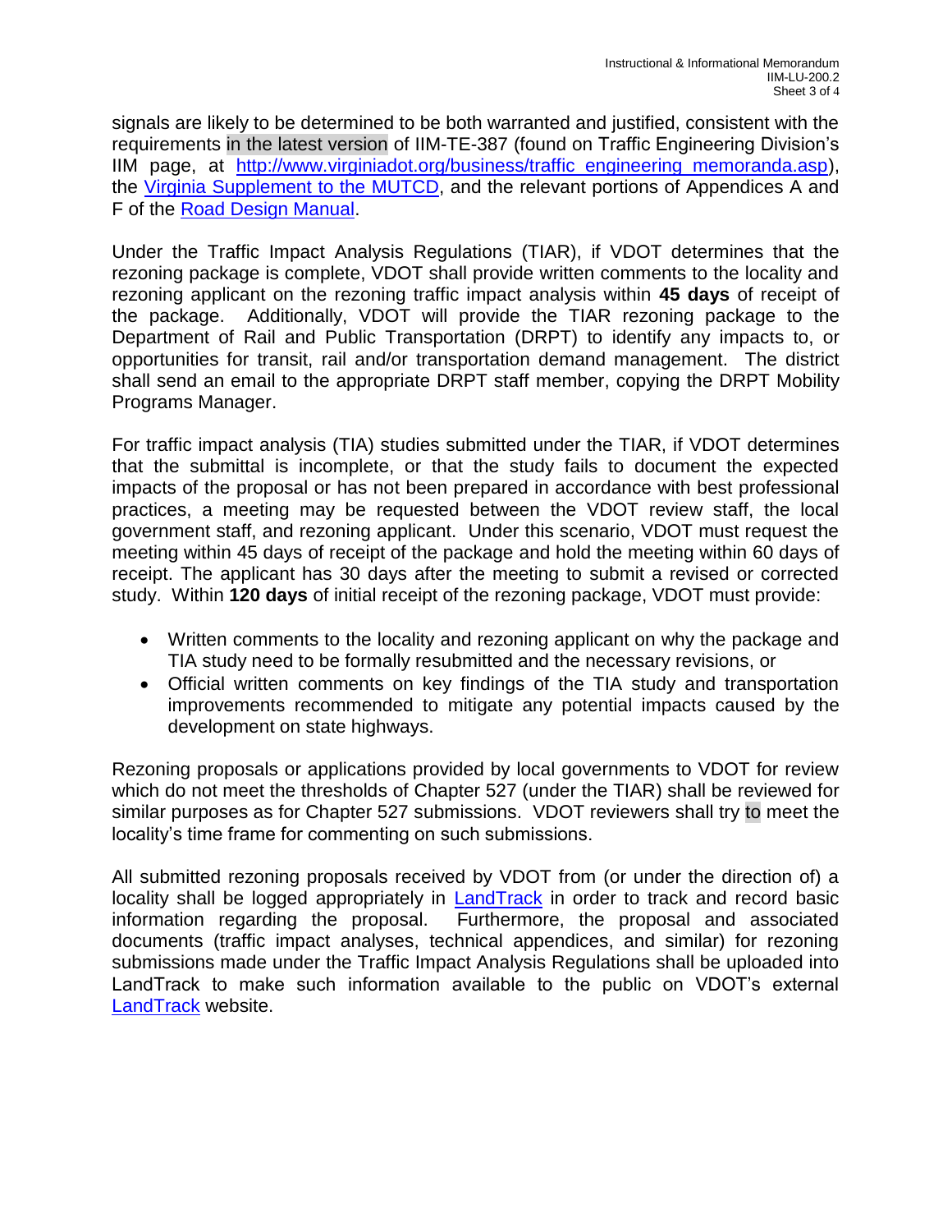signals are likely to be determined to be both warranted and justified, consistent with the requirements in the latest version of IIM-TE-387 (found on Traffic Engineering Division's IIM page, at [http://www.virginiadot.org/business/traffic_engineering_memoranda.asp](http://www.virginiadot.org/business/traffic_engineering_memoranda.asp)), the Virginia Supplement to the MUTCD, and the relevant portions of Appendices A and F of the Road Design Manual.

Under the Traffic Impact Analysis Regulations (TIAR), if VDOT determines that the rezoning package is complete, VDOT shall provide written comments to the locality and rezoning applicant on the rezoning traffic impact analysis within **45 days** of receipt of the package. Additionally, VDOT will provide the TIAR rezoning package to the Department of Rail and Public Transportation (DRPT) to identify any impacts to, or opportunities for transit, rail and/or transportation demand management. The district shall send an email to the appropriate DRPT staff member, copying the DRPT Mobility Programs Manager.

For traffic impact analysis (TIA) studies submitted under the TIAR, if VDOT determines that the submittal is incomplete, or that the study fails to document the expected impacts of the proposal or has not been prepared in accordance with best professional practices, a meeting may be requested between the VDOT review staff, the local government staff, and rezoning applicant. Under this scenario, VDOT must request the meeting within 45 days of receipt of the package and hold the meeting within 60 days of receipt. The applicant has 30 days after the meeting to submit a revised or corrected study. Within **120 days** of initial receipt of the rezoning package, VDOT must provide:

- Written comments to the locality and rezoning applicant on why the package and TIA study need to be formally resubmitted and the necessary revisions, or
- Official written comments on key findings of the TIA study and transportation improvements recommended to mitigate any potential impacts caused by the development on state highways.

Rezoning proposals or applications provided by local governments to VDOT for review which do not meet the thresholds of Chapter 527 (under the TIAR) shall be reviewed for similar purposes as for Chapter 527 submissions. VDOT reviewers shall try to meet the locality's time frame for commenting on such submissions.

All submitted rezoning proposals received by VDOT from (or under the direction of) a locality shall be logged appropriately in LandTrack in order to track and record basic information regarding the proposal. Furthermore, the proposal and associated documents (traffic impact analyses, technical appendices, and similar) for rezoning submissions made under the Traffic Impact Analysis Regulations shall be uploaded into LandTrack to make such information available to the public on VDOT's external LandTrack website.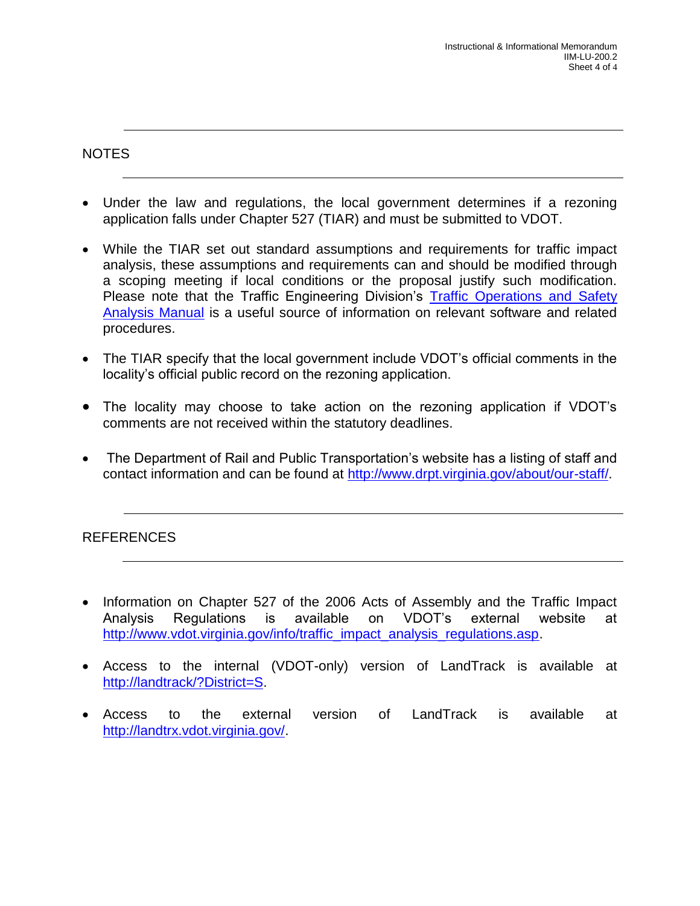## NOTES

- Under the law and regulations, the local government determines if a rezoning application falls under Chapter 527 (TIAR) and must be submitted to VDOT.
- While the TIAR set out standard assumptions and requirements for traffic impact analysis, these assumptions and requirements can and should be modified through a scoping meeting if local conditions or the proposal justify such modification. Please note that the Traffic Engineering Division's Traffic Operations and Safety Analysis Manual is a useful source of information on relevant software and related procedures.
- The TIAR specify that the local government include VDOT's official comments in the locality's official public record on the rezoning application.
- The locality may choose to take action on the rezoning application if VDOT's comments are not received within the statutory deadlines.
- The Department of Rail and Public Transportation's website has a listing of staff and contact information and can be found at http://www.drpt.virginia.gov/about/our-staff/.

## REFERENCES

- Information on Chapter 527 of the 2006 Acts of Assembly and the Traffic Impact Analysis Regulations is available on VDOT's external website at http://www.vdot.virginia.gov/info/traffic_impact_analysis_regulations.asp.
- Access to the internal (VDOT-only) version of LandTrack is available at http://landtrack/?District=S.
- Access to the external version of LandTrack is available at http://landtrx.vdot.virginia.gov/.